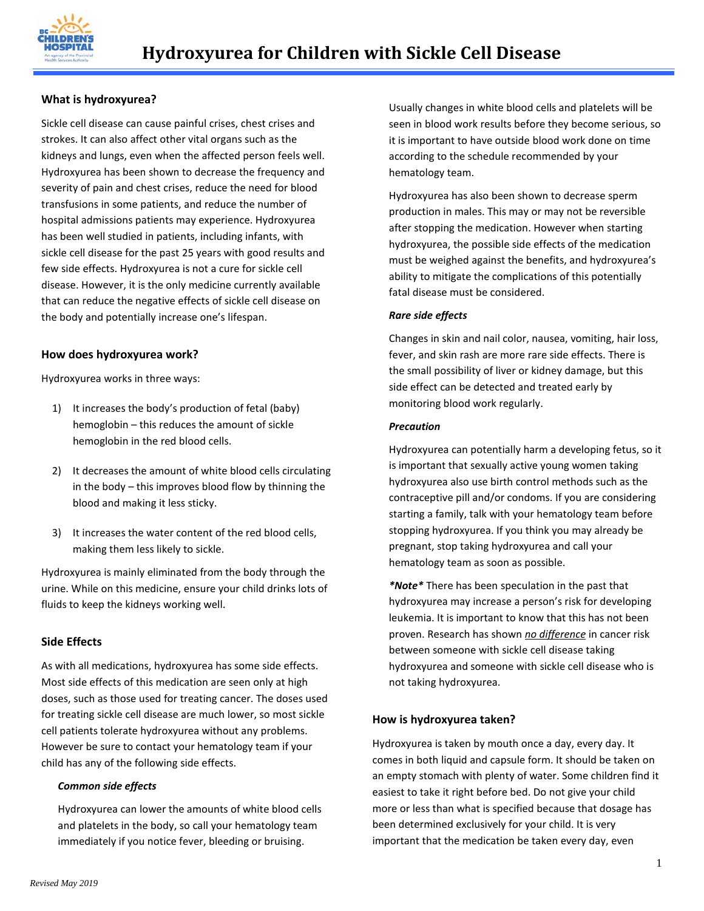# Hydroxyurea for Children with Sickle Cell Disease

## What is hydroxyurea?

Sickle cell disease can cause painful crises, chest crises and strokes. It can also affect other vital organs such as the kidneys and lungs, even when the affected person feels well. Hydroxyurea has been shown to decrease the frequency and severity of pain and chest crises, reduce the need for blood transfusions in some patients, and reduce the number of hospital admissions patients may experience. Hydroxyurea has been well studied in patients, including infants, with sickle cell disease for the past 25 years with good results and few side effects. Hydroxyurea is not a cure for sickle cell disease. However, it is the only medicine currently available that can reduce the negative effects of sickle cell disease on the body and potentially increase one's lifespan.

## How does hydroxyurea work?

Hydroxyurea works in three ways:

1) It increases the body's production of fetal (baby) hemoglobin – this reduces the amount of sickle hemoglobin in the red blood cells.

2) It decreases the amount of white blood cells circulating in the body – this improves blood flow by thinning the blood and making it less sticky.

3) It increases the water content of the red blood cells, making them less likely to sickle.

Hydroxyurea is mainly eliminated from the body through the urine. While on this medicine, ensure your child drinks lots of fluids to keep the kidneys working well.

## Side Effects

As with all medications, hydroxyurea has some side effects. Most side effects of this medication are seen only at high doses, such as those used for treating cancer. The doses used for treating sickle cell disease are much lower, so most sickle cell patients tolerate hydroxyurea without any problems. However be sure to contact your hematology team if your child has any of the following side effects.

### *Common side effects*

Hydroxyurea can lower the amounts of white blood cells and platelets in the body, so call your hematology team immediately if you notice fever, bleeding or bruising.

Usually changes in white blood cells and platelets will be seen in blood work results before they become serious, so it is important to have outside blood work done on time according to the schedule recommended by your hematology team.

Hydroxyurea has also been shown to decrease sperm production in males. This may or may not be reversible after stopping the medication. However when starting hydroxyurea, the possible side effects of the medication must be weighed against the benefits, and hydroxyurea's ability to mitigate the complications of this potentially fatal disease must be considered.

### *Rare side effects*

Changes in skin and nail color, nausea, vomiting, hair loss, fever, and skin rash are more rare side effects. There is the small possibility of liver or kidney damage, but this side effect can be detected and treated early by monitoring blood work regularly.

### *Precaution*

Hydroxyurea can potentially harm a developing fetus, so it is important that sexually active young women taking hydroxyurea also use birth control methods such as the contraceptive pill and/or condoms. If you are considering starting a family, talk with your hematology team before stopping hydroxyurea. If you think you may already be pregnant, stop taking hydroxyurea and call your hematology team as soon as possible.

***\*Note\**** There has been speculation in the past that hydroxyurea may increase a person's risk for developing leukemia. It is important to know that this has not been proven. Research has shown ***no difference*** in cancer risk between someone with sickle cell disease taking hydroxyurea and someone with sickle cell disease who is not taking hydroxyurea.

## How is hydroxyurea taken?

Hydroxyurea is taken by mouth once a day, every day. It comes in both liquid and capsule form. It should be taken on an empty stomach with plenty of water. Some children find it easiest to take it right before bed. Do not give your child more or less than what is specified because that dosage has been determined exclusively for your child. It is very important that the medication be taken every day, even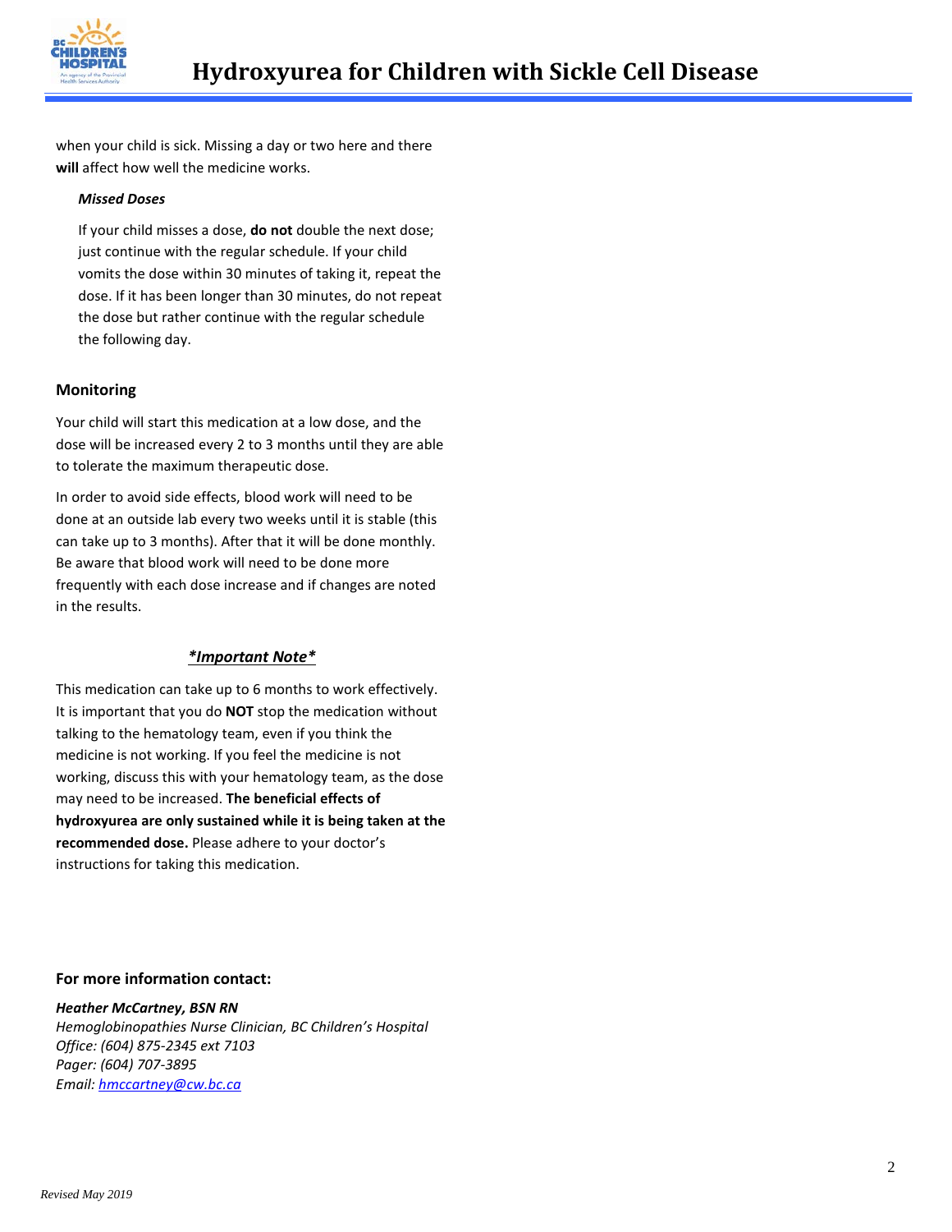when your child is sick. Missing a day or two here and there **will** affect how well the medicine works.

***Missed Doses***

If your child misses a dose, **do not** double the next dose; just continue with the regular schedule. If your child vomits the dose within 30 minutes of taking it, repeat the dose. If it has been longer than 30 minutes, do not repeat the dose but rather continue with the regular schedule the following day.

## Monitoring

Your child will start this medication at a low dose, and the dose will be increased every 2 to 3 months until they are able to tolerate the maximum therapeutic dose.

In order to avoid side effects, blood work will need to be done at an outside lab every two weeks until it is stable (this can take up to 3 months). After that it will be done monthly. Be aware that blood work will need to be done more frequently with each dose increase and if changes are noted in the results.

***\*Important Note\****

This medication can take up to 6 months to work effectively. It is important that you do **NOT** stop the medication without talking to the hematology team, even if you think the medicine is not working. If you feel the medicine is not working, discuss this with your hematology team, as the dose may need to be increased. **The beneficial effects of hydroxyurea are only sustained while it is being taken at the recommended dose.** Please adhere to your doctor's instructions for taking this medication.

**For more information contact:**

***Heather McCartney, BSN RN***
*Hemoglobinopathies Nurse Clinician, BC Children's Hospital*
*Office: (604) 875-2345 ext 7103*
*Pager: (604) 707-3895*
*Email: hmccartney@cw.bc.ca*

*Revised May 2019*